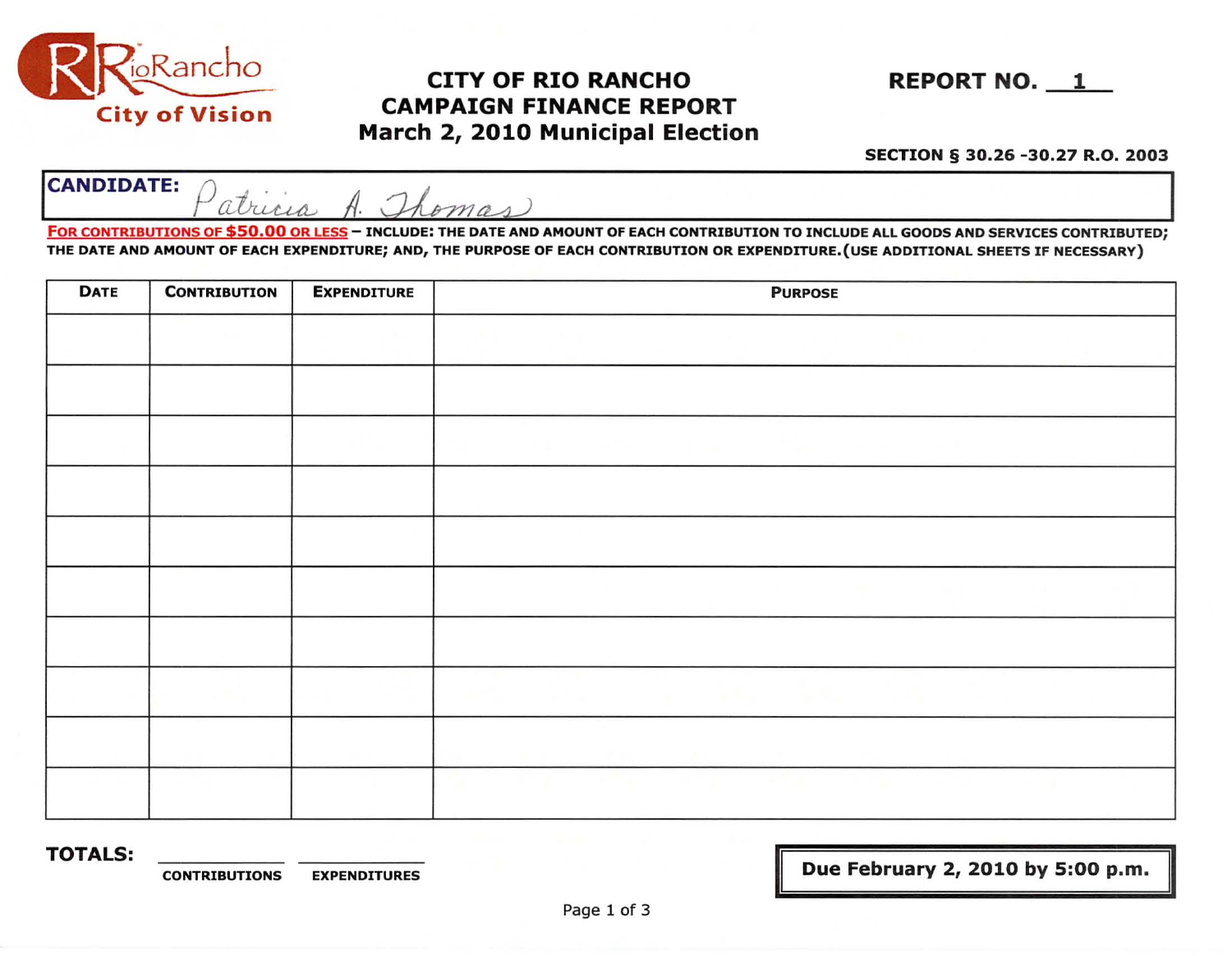RioRancho City of Vision

# CITY OF RIO RANCHO CAMPAIGN FINANCE REPORT March 2, 2010 Municipal Election

**REPORT NO. 1**

**SECTION § 30.26 -30.27 R.O. 2003**

**CANDIDATE:** Patricia A. Thomas

**FOR CONTRIBUTIONS OF $50.00 OR LESS – INCLUDE: THE DATE AND AMOUNT OF EACH CONTRIBUTION TO INCLUDE ALL GOODS AND SERVICES CONTRIBUTED; THE DATE AND AMOUNT OF EACH EXPENDITURE; AND, THE PURPOSE OF EACH CONTRIBUTION OR EXPENDITURE. (USE ADDITIONAL SHEETS IF NECESSARY)**

| DATE | CONTRIBUTION | EXPENDITURE | PURPOSE |
|---|---|---|---|
| | | | |
| | | | |
| | | | |
| | | | |
| | | | |
| | | | |
| | | | |
| | | | |
| | | | |
| | | | |

**TOTALS:** ______ CONTRIBUTIONS ______ EXPENDITURES

**Due February 2, 2010 by 5:00 p.m.**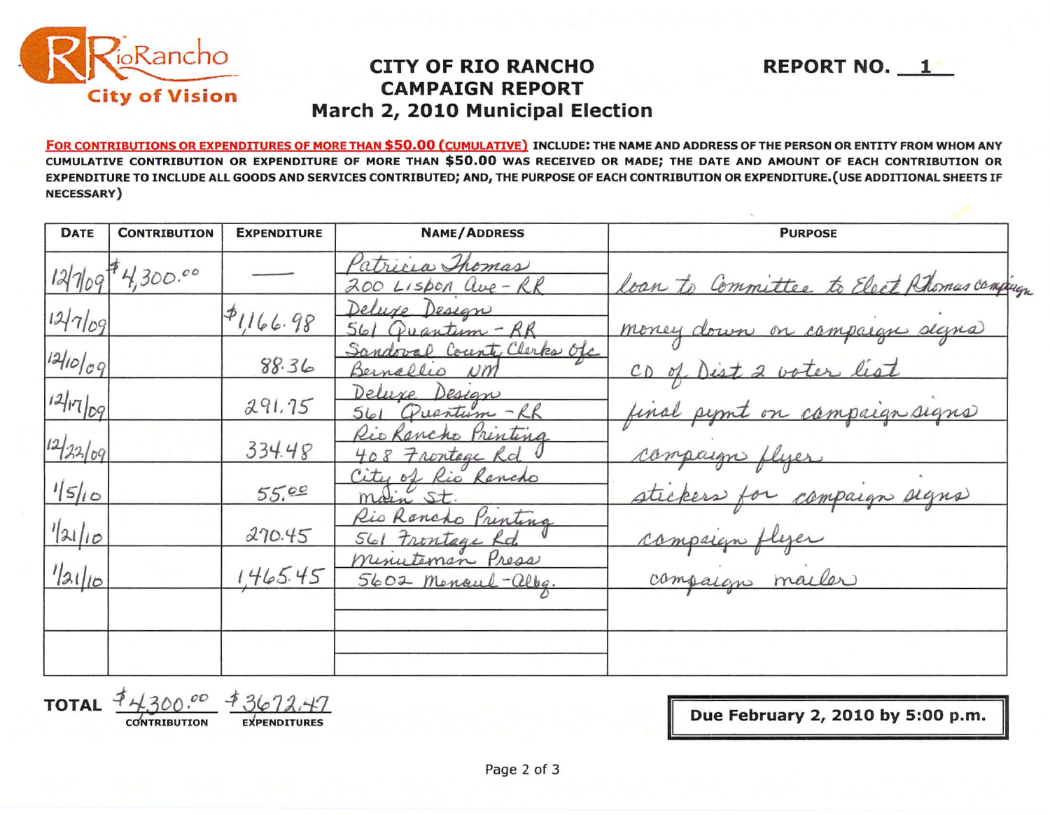RioRancho
City of Vision

# CITY OF RIO RANCHO CAMPAIGN REPORT March 2, 2010 Municipal Election

**REPORT NO. 1**

**FOR CONTRIBUTIONS OR EXPENDITURES OF MORE THAN $50.00 (CUMULATIVE)** INCLUDE: THE NAME AND ADDRESS OF THE PERSON OR ENTITY FROM WHOM ANY CUMULATIVE CONTRIBUTION OR EXPENDITURE OF MORE THAN $50.00 WAS RECEIVED OR MADE; THE DATE AND AMOUNT OF EACH CONTRIBUTION OR EXPENDITURE TO INCLUDE ALL GOODS AND SERVICES CONTRIBUTED; AND, THE PURPOSE OF EACH CONTRIBUTION OR EXPENDITURE. (USE ADDITIONAL SHEETS IF NECESSARY)

| DATE | CONTRIBUTION | EXPENDITURE | NAME/ADDRESS | PURPOSE |
|---|---|---|---|---|
| 12/7/09 | $4,300.00 | — | Patricia Thomas<br>200 Lisbon Ave - RR | loan to Committee to Elect Thomas campaign |
| 12/7/09 | | $1,166.98 | Deluxe Design<br>561 Quantum - RR | money down on campaign signs |
| 12/10/09 | | 88.36 | Sandoval County Clerks Ofc<br>Bernallio NM | CD of Dist 2 voter list |
| 12/17/09 | | 291.75 | Deluxe Design<br>561 Quantum - RR | final pymt on campaign signs |
| 12/22/09 | | 334.48 | Rio Rancho Printing<br>408 Frontage Rd | campaign flyer |
| 1/5/10 | | 55.00 | City of Rio Rancho<br>Main St. | stickers for campaign signs |
| 1/21/10 | | 270.45 | Rio Rancho Printing<br>561 Frontage Rd | campaign flyer |
| 1/21/10 | | 1,465.45 | Minuteman Press<br>5602 Menaul - Albq. | campaign mailer |
| | | | | |
| | | | | |

**TOTAL** $4,300.00 (CONTRIBUTION) $3672.47 (EXPENDITURES)

**Due February 2, 2010 by 5:00 p.m.**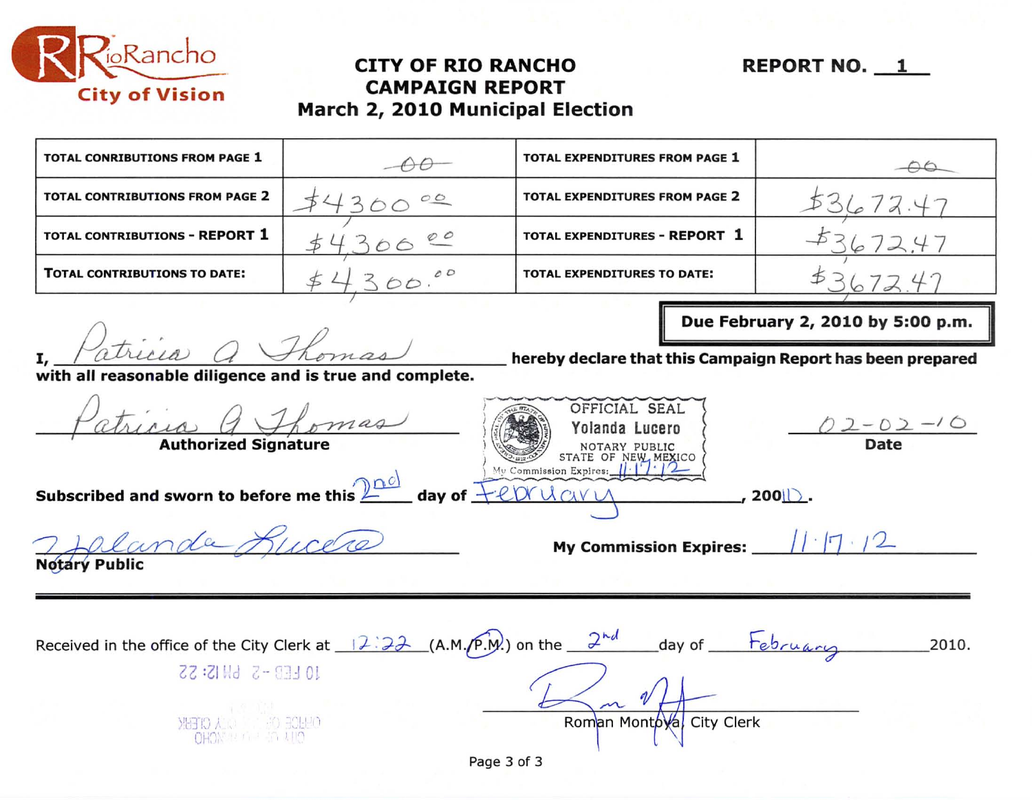RioRancho City of Vision

# CITY OF RIO RANCHO CAMPAIGN REPORT March 2, 2010 Municipal Election

**REPORT NO. 1**

| | | | |
|---|---|---|---|
| **TOTAL CONRIBUTIONS FROM PAGE 1** | -00- | **TOTAL EXPENDITURES FROM PAGE 1** | -00- |
| **TOTAL CONTRIBUTIONS FROM PAGE 2** | $4300.00 | **TOTAL EXPENDITURES FROM PAGE 2** | $3672.47 |
| **TOTAL CONTRIBUTIONS - REPORT 1** | $4,300.00 | **TOTAL EXPENDITURES - REPORT 1** | $3672.47 |
| **TOTAL CONTRIBUTIONS TO DATE:** | $4,300.00 | **TOTAL EXPENDITURES TO DATE:** | $3672.47 |

**Due February 2, 2010 by 5:00 p.m.**

**I,** Patricia A Thomas **hereby declare that this Campaign Report has been prepared with all reasonable diligence and is true and complete.**

Patricia A Thomas
**Authorized Signature**

OFFICIAL SEAL
Yolanda Lucero
NOTARY PUBLIC
STATE OF NEW MEXICO
My Commission Expires: 11-17-12

02-02-10
**Date**

**Subscribed and sworn to before me this** 2nd **day of** February**, 200**10.

Yolanda Lucero
**Notary Public**

**My Commission Expires:** 11-17-12

---

Received in the office of the City Clerk at 12:22 (A.M./P.M.) on the 2nd day of February 2010.

10 FEB -2 PM 12:22
OFFICE OF CITY CLERK
CITY OF RIO RANCHO

Roman Montoya, City Clerk